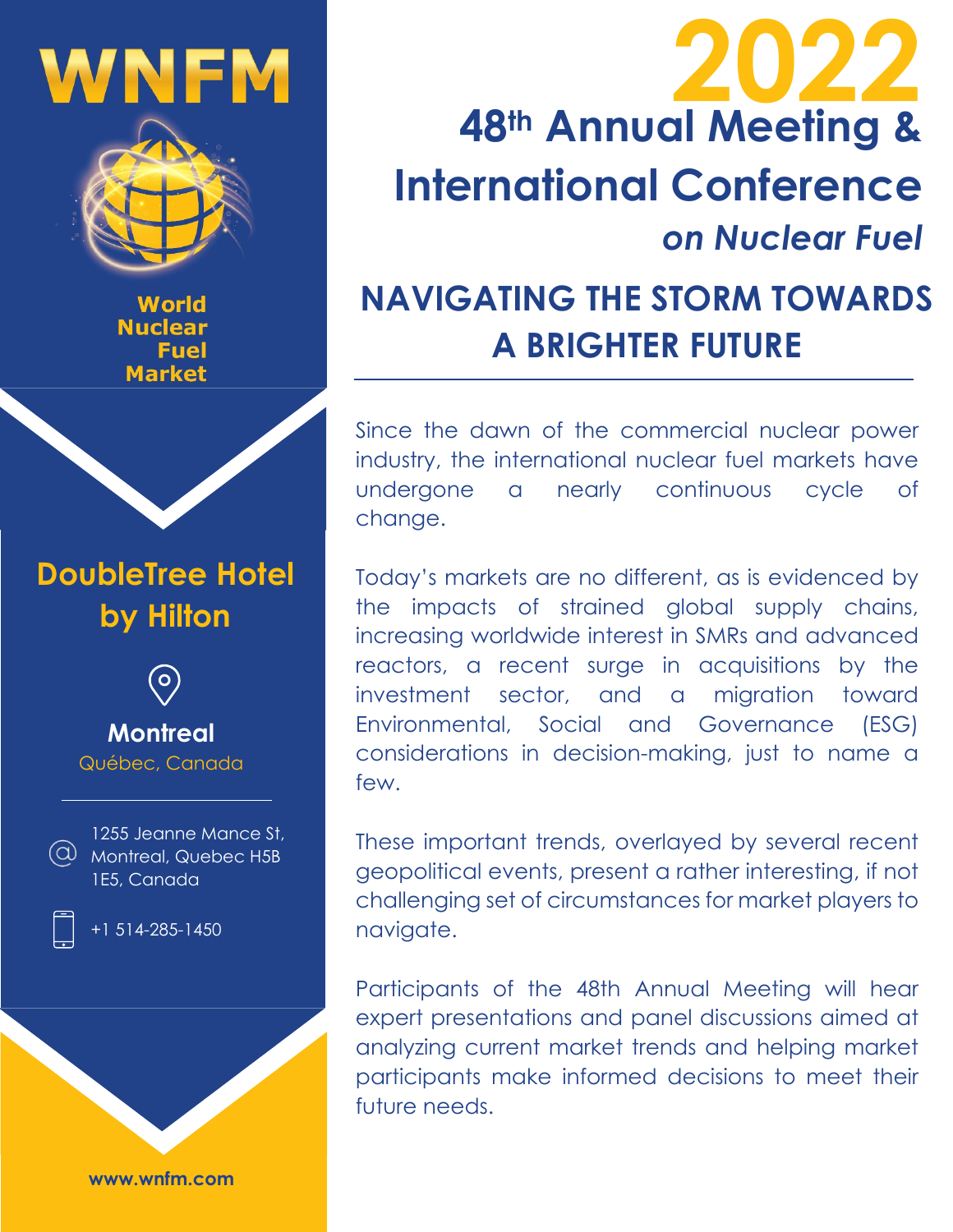# WNFM

World Nuclear Fuel Market

# 2022

## 48th Annual Meeting & International Conference *on Nuclear Fuel*

## NAVIGATING THE STORM TOWARDS A BRIGHTER FUTURE

**DoubleTree Hotel by Hilton**

**Montreal**
Québec, Canada

1255 Jeanne Mance St, Montreal, Quebec H5B 1E5, Canada

+1 514-285-1450

**www.wnfm.com**

Since the dawn of the commercial nuclear power industry, the international nuclear fuel markets have undergone a nearly continuous cycle of change.

Today's markets are no different, as is evidenced by the impacts of strained global supply chains, increasing worldwide interest in SMRs and advanced reactors, a recent surge in acquisitions by the investment sector, and a migration toward Environmental, Social and Governance (ESG) considerations in decision-making, just to name a few.

These important trends, overlayed by several recent geopolitical events, present a rather interesting, if not challenging set of circumstances for market players to navigate.

Participants of the 48th Annual Meeting will hear expert presentations and panel discussions aimed at analyzing current market trends and helping market participants make informed decisions to meet their future needs.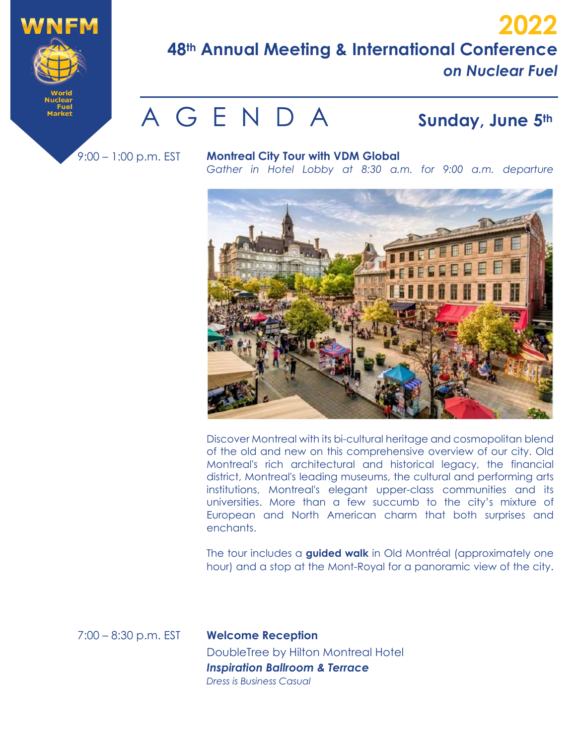# 2022

## 48th Annual Meeting & International Conference *on Nuclear Fuel*

# AGENDA

## Sunday, June 5th

9:00 – 1:00 p.m. EST

**Montreal City Tour with VDM Global**

*Gather in Hotel Lobby at 8:30 a.m. for 9:00 a.m. departure*

Discover Montreal with its bi-cultural heritage and cosmopolitan blend of the old and new on this comprehensive overview of our city. Old Montreal's rich architectural and historical legacy, the financial district, Montreal's leading museums, the cultural and performing arts institutions, Montreal's elegant upper-class communities and its universities. More than a few succumb to the city's mixture of European and North American charm that both surprises and enchants.

The tour includes a **guided walk** in Old Montréal (approximately one hour) and a stop at the Mont-Royal for a panoramic view of the city.

7:00 – 8:30 p.m. EST

**Welcome Reception**

DoubleTree by Hilton Montreal Hotel

***Inspiration Ballroom & Terrace***

*Dress is Business Casual*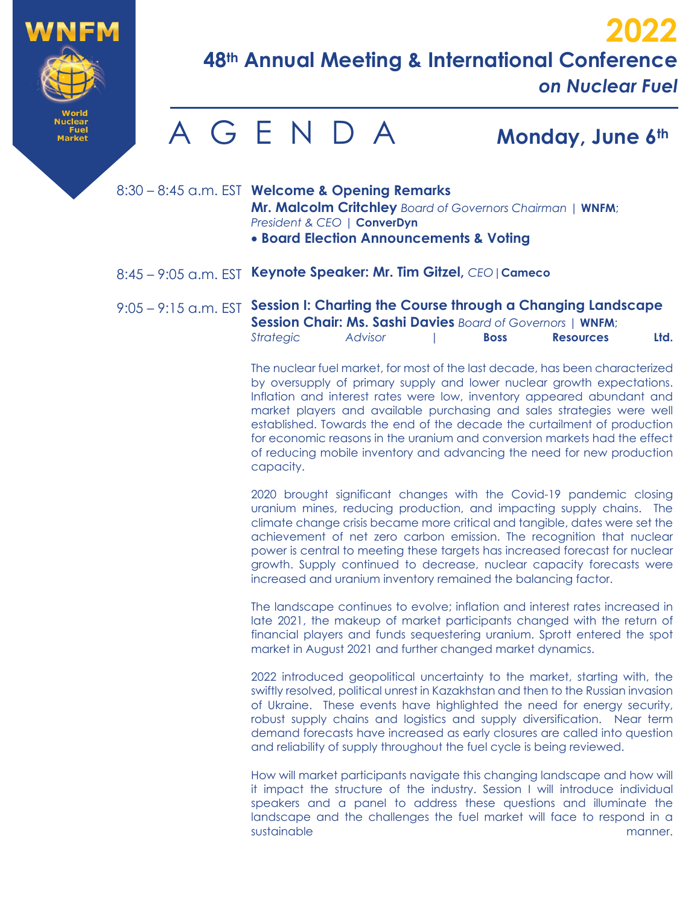WNFM

World Nuclear Fuel Market

# 2022

## 48th Annual Meeting & International Conference *on Nuclear Fuel*

# A G E N D A

## Monday, June 6th

8:30 – 8:45 a.m. EST **Welcome & Opening Remarks**
**Mr. Malcolm Critchley** *Board of Governors Chairman* | **WNFM**; *President & CEO* | **ConverDyn**
- **Board Election Announcements & Voting**

8:45 – 9:05 a.m. EST **Keynote Speaker: Mr. Tim Gitzel,** *CEO* | **Cameco**

9:05 – 9:15 a.m. EST **Session I: Charting the Course through a Changing Landscape**
**Session Chair: Ms. Sashi Davies** *Board of Governors* | **WNFM**; *Strategic Advisor* | **Boss Resources Ltd.**

The nuclear fuel market, for most of the last decade, has been characterized by oversupply of primary supply and lower nuclear growth expectations. Inflation and interest rates were low, inventory appeared abundant and market players and available purchasing and sales strategies were well established. Towards the end of the decade the curtailment of production for economic reasons in the uranium and conversion markets had the effect of reducing mobile inventory and advancing the need for new production capacity.

2020 brought significant changes with the Covid-19 pandemic closing uranium mines, reducing production, and impacting supply chains. The climate change crisis became more critical and tangible, dates were set the achievement of net zero carbon emission. The recognition that nuclear power is central to meeting these targets has increased forecast for nuclear growth. Supply continued to decrease, nuclear capacity forecasts were increased and uranium inventory remained the balancing factor.

The landscape continues to evolve; inflation and interest rates increased in late 2021, the makeup of market participants changed with the return of financial players and funds sequestering uranium. Sprott entered the spot market in August 2021 and further changed market dynamics.

2022 introduced geopolitical uncertainty to the market, starting with, the swiftly resolved, political unrest in Kazakhstan and then to the Russian invasion of Ukraine. These events have highlighted the need for energy security, robust supply chains and logistics and supply diversification. Near term demand forecasts have increased as early closures are called into question and reliability of supply throughout the fuel cycle is being reviewed.

How will market participants navigate this changing landscape and how will it impact the structure of the industry. Session I will introduce individual speakers and a panel to address these questions and illuminate the landscape and the challenges the fuel market will face to respond in a sustainable manner.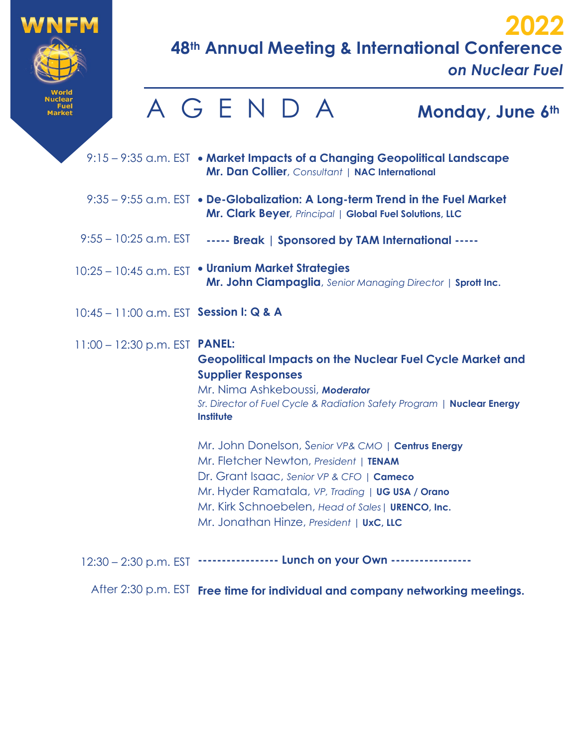WNFM

World Nuclear Fuel Market

# 2022
## 48th Annual Meeting & International Conference *on Nuclear Fuel*

# AGENDA

## Monday, June 6th

9:15 – 9:35 a.m. EST
- **Market Impacts of a Changing Geopolitical Landscape**
  **Mr. Dan Collier**, *Consultant* | **NAC International**

9:35 – 9:55 a.m. EST
- **De-Globalization: A Long-term Trend in the Fuel Market**
  **Mr. Clark Beyer**, *Principal* | **Global Fuel Solutions, LLC**

9:55 – 10:25 a.m. EST **----- Break | Sponsored by TAM International -----**

10:25 – 10:45 a.m. EST
- **Uranium Market Strategies**
  **Mr. John Ciampaglia**, *Senior Managing Director* | **Sprott Inc.**

10:45 – 11:00 a.m. EST **Session I: Q & A**

11:00 – 12:30 p.m. EST **PANEL:**

**Geopolitical Impacts on the Nuclear Fuel Cycle Market and Supplier Responses**

Mr. Nima Ashkeboussi, ***Moderator***
*Sr. Director of Fuel Cycle & Radiation Safety Program* | **Nuclear Energy Institute**

Mr. John Donelson, *Senior VP& CMO* | **Centrus Energy**
Mr. Fletcher Newton, *President* | **TENAM**
Dr. Grant Isaac, *Senior VP & CFO* | **Cameco**
Mr. Hyder Ramatala, *VP, Trading* | **UG USA / Orano**
Mr. Kirk Schnoebelen, *Head of Sales* | **URENCO, Inc.**
Mr. Jonathan Hinze, *President* | **UxC, LLC**

12:30 – 2:30 p.m. EST **---------------- Lunch on your Own ----------------**

After 2:30 p.m. EST **Free time for individual and company networking meetings.**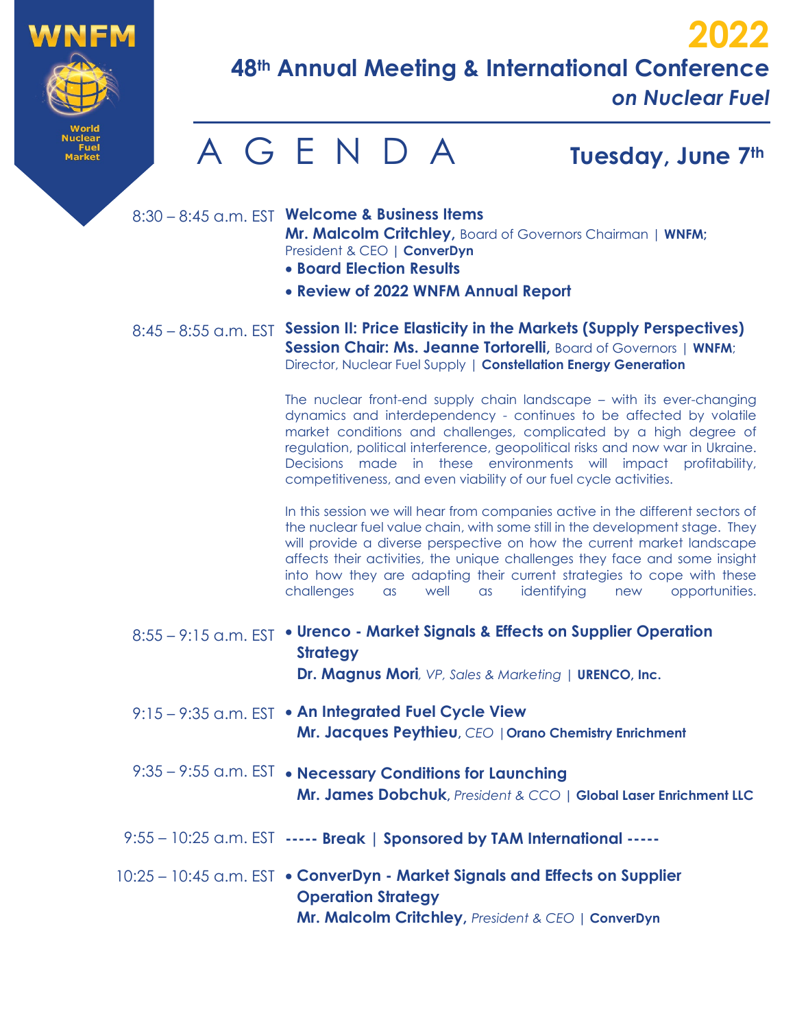WNFM

World Nuclear Fuel Market

# 2022
## 48th Annual Meeting & International Conference *on Nuclear Fuel*

## A G E N D A — Tuesday, June 7th

8:30 – 8:45 a.m. EST **Welcome & Business Items**
**Mr. Malcolm Critchley,** Board of Governors Chairman | **WNFM;** President & CEO | **ConverDyn**
- **Board Election Results**
- **Review of 2022 WNFM Annual Report**

8:45 – 8:55 a.m. EST **Session II: Price Elasticity in the Markets (Supply Perspectives)**
**Session Chair: Ms. Jeanne Tortorelli,** Board of Governors | **WNFM**; Director, Nuclear Fuel Supply | **Constellation Energy Generation**

The nuclear front-end supply chain landscape – with its ever-changing dynamics and interdependency - continues to be affected by volatile market conditions and challenges, complicated by a high degree of regulation, political interference, geopolitical risks and now war in Ukraine. Decisions made in these environments will impact profitability, competitiveness, and even viability of our fuel cycle activities.

In this session we will hear from companies active in the different sectors of the nuclear fuel value chain, with some still in the development stage. They will provide a diverse perspective on how the current market landscape affects their activities, the unique challenges they face and some insight into how they are adapting their current strategies to cope with these challenges as well as identifying new opportunities.

8:55 – 9:15 a.m. EST
- **Urenco - Market Signals & Effects on Supplier Operation Strategy**
**Dr. Magnus Mori**, *VP, Sales & Marketing* | **URENCO, Inc.**

9:15 – 9:35 a.m. EST
- **An Integrated Fuel Cycle View**
**Mr. Jacques Peythieu**, *CEO* | **Orano Chemistry Enrichment**

9:35 – 9:55 a.m. EST
- **Necessary Conditions for Launching**
**Mr. James Dobchuk**, *President & CCO* | **Global Laser Enrichment LLC**

9:55 – 10:25 a.m. EST **----- Break | Sponsored by TAM International -----**

10:25 – 10:45 a.m. EST
- **ConverDyn - Market Signals and Effects on Supplier Operation Strategy**
**Mr. Malcolm Critchley,** *President & CEO* | **ConverDyn**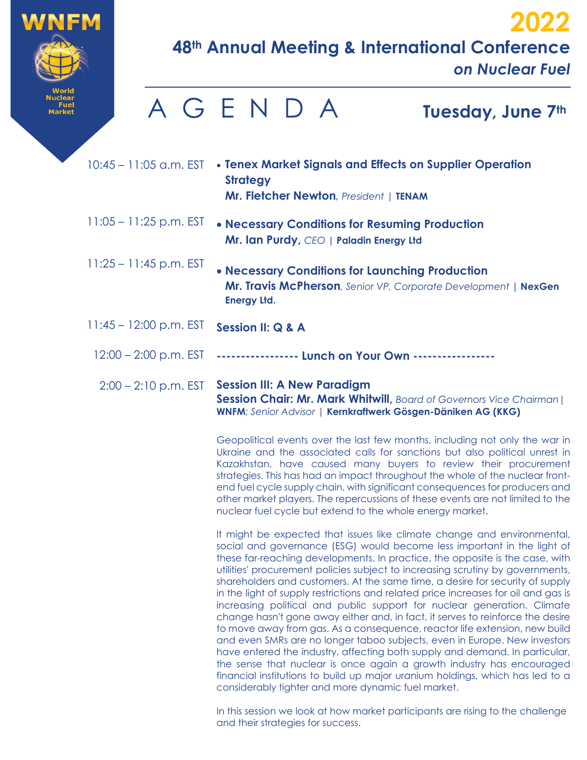WNFM

World Nuclear Fuel Market

# 2022

## 48th Annual Meeting & International Conference *on Nuclear Fuel*

# AGENDA

## Tuesday, June 7th

10:45 – 11:05 a.m. EST
- **Tenex Market Signals and Effects on Supplier Operation Strategy**
  **Mr. Fletcher Newton**, *President* | **TENAM**

11:05 – 11:25 p.m. EST
- **Necessary Conditions for Resuming Production**
  **Mr. Ian Purdy,** *CEO* | **Paladin Energy Ltd**

11:25 – 11:45 p.m. EST
- **Necessary Conditions for Launching Production**
  **Mr. Travis McPherson**, *Senior VP, Corporate Development* | **NexGen Energy Ltd.**

11:45 – 12:00 p.m. EST **Session II: Q & A**

12:00 – 2:00 p.m. EST **---------------- Lunch on Your Own ----------------**

2:00 – 2:10 p.m. EST **Session III: A New Paradigm**
**Session Chair: Mr. Mark Whitwill,** *Board of Governors Vice Chairman* | **WNFM**; *Senior Advisor* | **Kernkraftwerk Gösgen-Däniken AG (KKG)**

Geopolitical events over the last few months, including not only the war in Ukraine and the associated calls for sanctions but also political unrest in Kazakhstan, have caused many buyers to review their procurement strategies. This has had an impact throughout the whole of the nuclear front-end fuel cycle supply chain, with significant consequences for producers and other market players. The repercussions of these events are not limited to the nuclear fuel cycle but extend to the whole energy market.

It might be expected that issues like climate change and environmental, social and governance (ESG) would become less important in the light of these far-reaching developments. In practice, the opposite is the case, with utilities' procurement policies subject to increasing scrutiny by governments, shareholders and customers. At the same time, a desire for security of supply in the light of supply restrictions and related price increases for oil and gas is increasing political and public support for nuclear generation. Climate change hasn't gone away either and, in fact, it serves to reinforce the desire to move away from gas. As a consequence, reactor life extension, new build and even SMRs are no longer taboo subjects, even in Europe. New investors have entered the industry, affecting both supply and demand. In particular, the sense that nuclear is once again a growth industry has encouraged financial institutions to build up major uranium holdings, which has led to a considerably tighter and more dynamic fuel market.

In this session we look at how market participants are rising to the challenge and their strategies for success.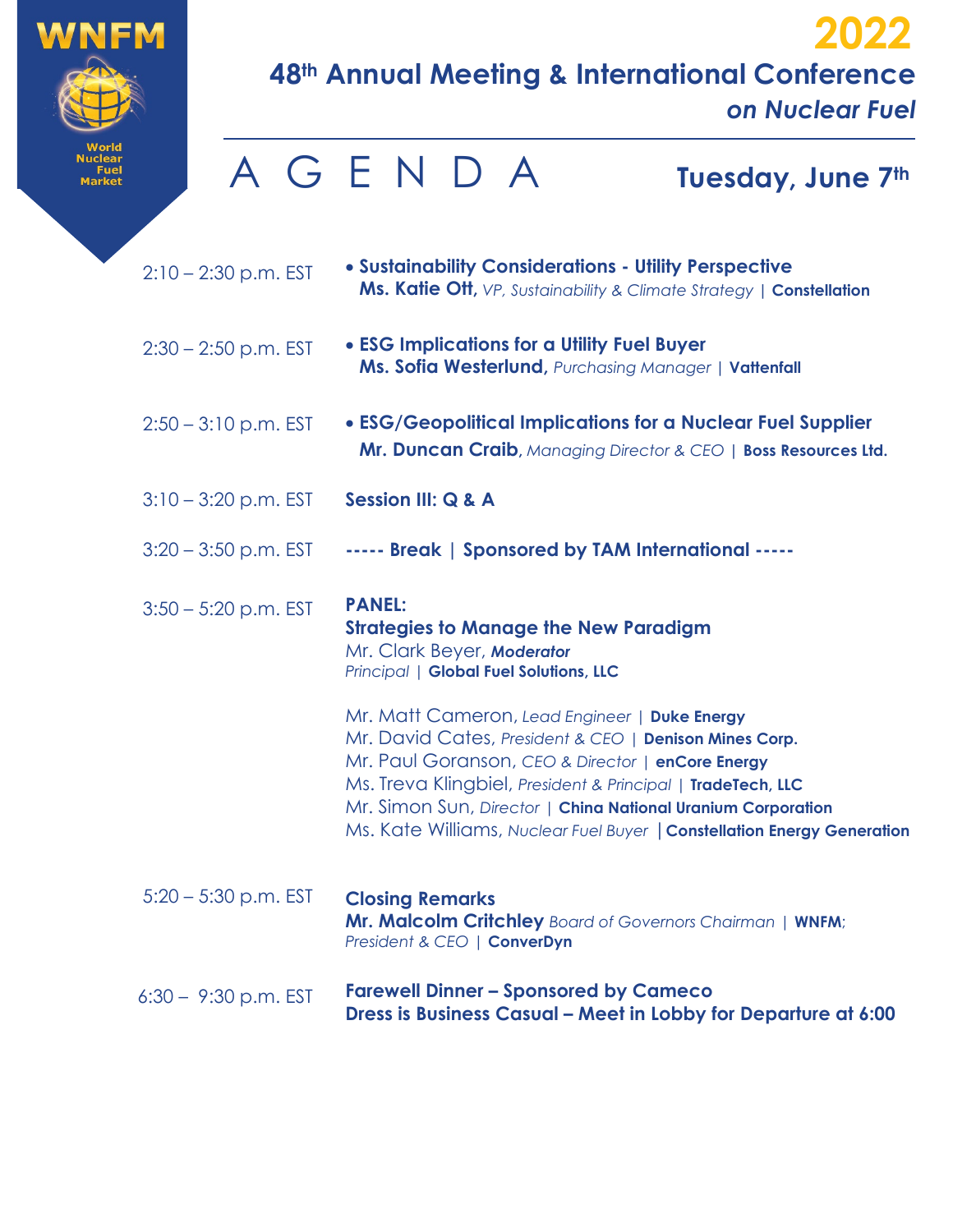WNFM

World Nuclear Fuel Market

# 2022

## 48th Annual Meeting & International Conference *on Nuclear Fuel*

# AGENDA

## Tuesday, June 7th

2:10 – 2:30 p.m. EST
- **Sustainability Considerations - Utility Perspective**
  **Ms. Katie Ott,** *VP, Sustainability & Climate Strategy* | **Constellation**

2:30 – 2:50 p.m. EST
- **ESG Implications for a Utility Fuel Buyer**
  **Ms. Sofia Westerlund,** *Purchasing Manager* | **Vattenfall**

2:50 – 3:10 p.m. EST
- **ESG/Geopolitical Implications for a Nuclear Fuel Supplier**
  **Mr. Duncan Craib,** *Managing Director & CEO* | **Boss Resources Ltd.**

3:10 – 3:20 p.m. EST
**Session III: Q & A**

3:20 – 3:50 p.m. EST
**----- Break | Sponsored by TAM International -----**

3:50 – 5:20 p.m. EST
**PANEL:**
**Strategies to Manage the New Paradigm**
Mr. Clark Beyer, ***Moderator***
*Principal* | **Global Fuel Solutions, LLC**

Mr. Matt Cameron, *Lead Engineer* | **Duke Energy**
Mr. David Cates, *President & CEO* | **Denison Mines Corp.**
Mr. Paul Goranson, *CEO & Director* | **enCore Energy**
Ms. Treva Klingbiel, *President & Principal* | **TradeTech, LLC**
Mr. Simon Sun, *Director* | **China National Uranium Corporation**
Ms. Kate Williams, *Nuclear Fuel Buyer* | **Constellation Energy Generation**

5:20 – 5:30 p.m. EST
**Closing Remarks**
**Mr. Malcolm Critchley** *Board of Governors Chairman* | **WNFM**;
*President & CEO* | **ConverDyn**

6:30 – 9:30 p.m. EST
**Farewell Dinner – Sponsored by Cameco**
**Dress is Business Casual – Meet in Lobby for Departure at 6:00**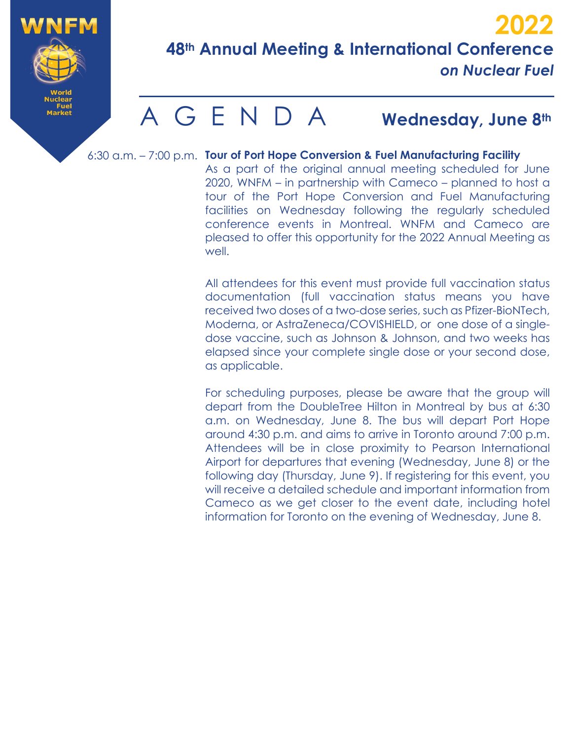# 2022

## 48th Annual Meeting & International Conference *on Nuclear Fuel*

# A G E N D A

## Wednesday, June 8th

6:30 a.m. – 7:00 p.m. **Tour of Port Hope Conversion & Fuel Manufacturing Facility**

As a part of the original annual meeting scheduled for June 2020, WNFM – in partnership with Cameco – planned to host a tour of the Port Hope Conversion and Fuel Manufacturing facilities on Wednesday following the regularly scheduled conference events in Montreal. WNFM and Cameco are pleased to offer this opportunity for the 2022 Annual Meeting as well.

All attendees for this event must provide full vaccination status documentation (full vaccination status means you have received two doses of a two-dose series, such as Pfizer-BioNTech, Moderna, or AstraZeneca/COVISHIELD, or one dose of a single-dose vaccine, such as Johnson & Johnson, and two weeks has elapsed since your complete single dose or your second dose, as applicable.

For scheduling purposes, please be aware that the group will depart from the DoubleTree Hilton in Montreal by bus at 6:30 a.m. on Wednesday, June 8. The bus will depart Port Hope around 4:30 p.m. and aims to arrive in Toronto around 7:00 p.m. Attendees will be in close proximity to Pearson International Airport for departures that evening (Wednesday, June 8) or the following day (Thursday, June 9). If registering for this event, you will receive a detailed schedule and important information from Cameco as we get closer to the event date, including hotel information for Toronto on the evening of Wednesday, June 8.